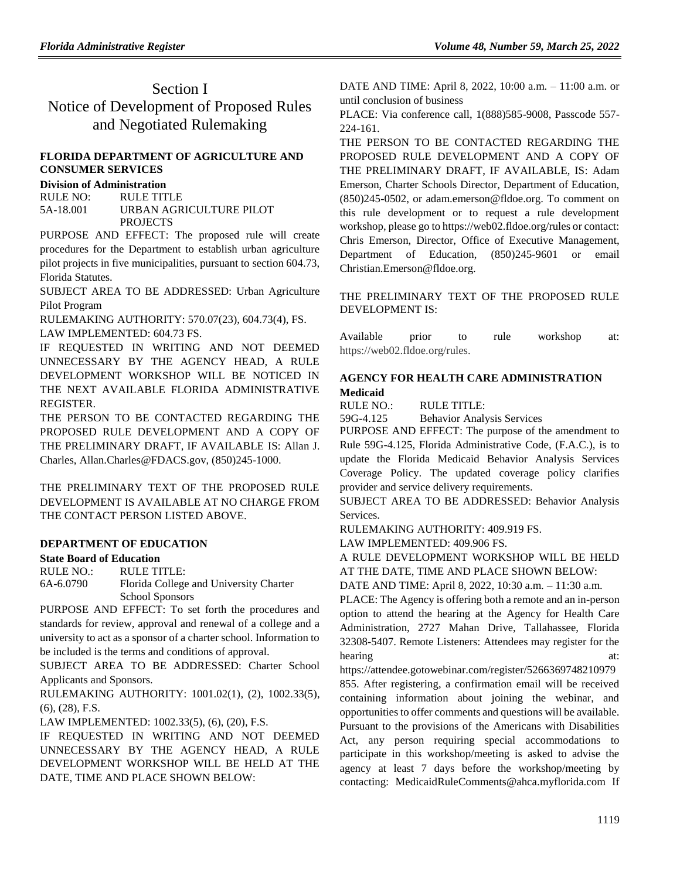# Section I
# Notice of Development of Proposed Rules and Negotiated Rulemaking

### FLORIDA DEPARTMENT OF AGRICULTURE AND CONSUMER SERVICES

**Division of Administration**

RULE NO: RULE TITLE

5A-18.001 URBAN AGRICULTURE PILOT PROJECTS

PURPOSE AND EFFECT: The proposed rule will create procedures for the Department to establish urban agriculture pilot projects in five municipalities, pursuant to section 604.73, Florida Statutes.

SUBJECT AREA TO BE ADDRESSED: Urban Agriculture Pilot Program

RULEMAKING AUTHORITY: 570.07(23), 604.73(4), FS.

LAW IMPLEMENTED: 604.73 FS.

IF REQUESTED IN WRITING AND NOT DEEMED UNNECESSARY BY THE AGENCY HEAD, A RULE DEVELOPMENT WORKSHOP WILL BE NOTICED IN THE NEXT AVAILABLE FLORIDA ADMINISTRATIVE REGISTER.

THE PERSON TO BE CONTACTED REGARDING THE PROPOSED RULE DEVELOPMENT AND A COPY OF THE PRELIMINARY DRAFT, IF AVAILABLE IS: Allan J. Charles, Allan.Charles@FDACS.gov, (850)245-1000.

THE PRELIMINARY TEXT OF THE PROPOSED RULE DEVELOPMENT IS AVAILABLE AT NO CHARGE FROM THE CONTACT PERSON LISTED ABOVE.

### DEPARTMENT OF EDUCATION

**State Board of Education**

RULE NO.: RULE TITLE:

6A-6.0790 Florida College and University Charter School Sponsors

PURPOSE AND EFFECT: To set forth the procedures and standards for review, approval and renewal of a college and a university to act as a sponsor of a charter school. Information to be included is the terms and conditions of approval.

SUBJECT AREA TO BE ADDRESSED: Charter School Applicants and Sponsors.

RULEMAKING AUTHORITY: 1001.02(1), (2), 1002.33(5), (6), (28), F.S.

LAW IMPLEMENTED: 1002.33(5), (6), (20), F.S.

IF REQUESTED IN WRITING AND NOT DEEMED UNNECESSARY BY THE AGENCY HEAD, A RULE DEVELOPMENT WORKSHOP WILL BE HELD AT THE DATE, TIME AND PLACE SHOWN BELOW:

DATE AND TIME: April 8, 2022, 10:00 a.m. – 11:00 a.m. or until conclusion of business

PLACE: Via conference call, 1(888)585-9008, Passcode 557-224-161.

THE PERSON TO BE CONTACTED REGARDING THE PROPOSED RULE DEVELOPMENT AND A COPY OF THE PRELIMINARY DRAFT, IF AVAILABLE, IS: Adam Emerson, Charter Schools Director, Department of Education, (850)245-0502, or adam.emerson@fldoe.org. To comment on this rule development or to request a rule development workshop, please go to https://web02.fldoe.org/rules or contact: Chris Emerson, Director, Office of Executive Management, Department of Education, (850)245-9601 or email Christian.Emerson@fldoe.org.

THE PRELIMINARY TEXT OF THE PROPOSED RULE DEVELOPMENT IS:

Available prior to rule workshop at: https://web02.fldoe.org/rules.

### AGENCY FOR HEALTH CARE ADMINISTRATION

**Medicaid**

RULE NO.: RULE TITLE:

59G-4.125 Behavior Analysis Services

PURPOSE AND EFFECT: The purpose of the amendment to Rule 59G-4.125, Florida Administrative Code, (F.A.C.), is to update the Florida Medicaid Behavior Analysis Services Coverage Policy. The updated coverage policy clarifies provider and service delivery requirements.

SUBJECT AREA TO BE ADDRESSED: Behavior Analysis Services.

RULEMAKING AUTHORITY: 409.919 FS.

LAW IMPLEMENTED: 409.906 FS.

A RULE DEVELOPMENT WORKSHOP WILL BE HELD AT THE DATE, TIME AND PLACE SHOWN BELOW:

DATE AND TIME: April 8, 2022, 10:30 a.m. – 11:30 a.m.

PLACE: The Agency is offering both a remote and an in-person option to attend the hearing at the Agency for Health Care Administration, 2727 Mahan Drive, Tallahassee, Florida 32308-5407. Remote Listeners: Attendees may register for the hearing at: https://attendee.gotowebinar.com/register/5266369748210979855. After registering, a confirmation email will be received containing information about joining the webinar, and opportunities to offer comments and questions will be available. Pursuant to the provisions of the Americans with Disabilities Act, any person requiring special accommodations to participate in this workshop/meeting is asked to advise the agency at least 7 days before the workshop/meeting by contacting: MedicaidRuleComments@ahca.myflorida.com If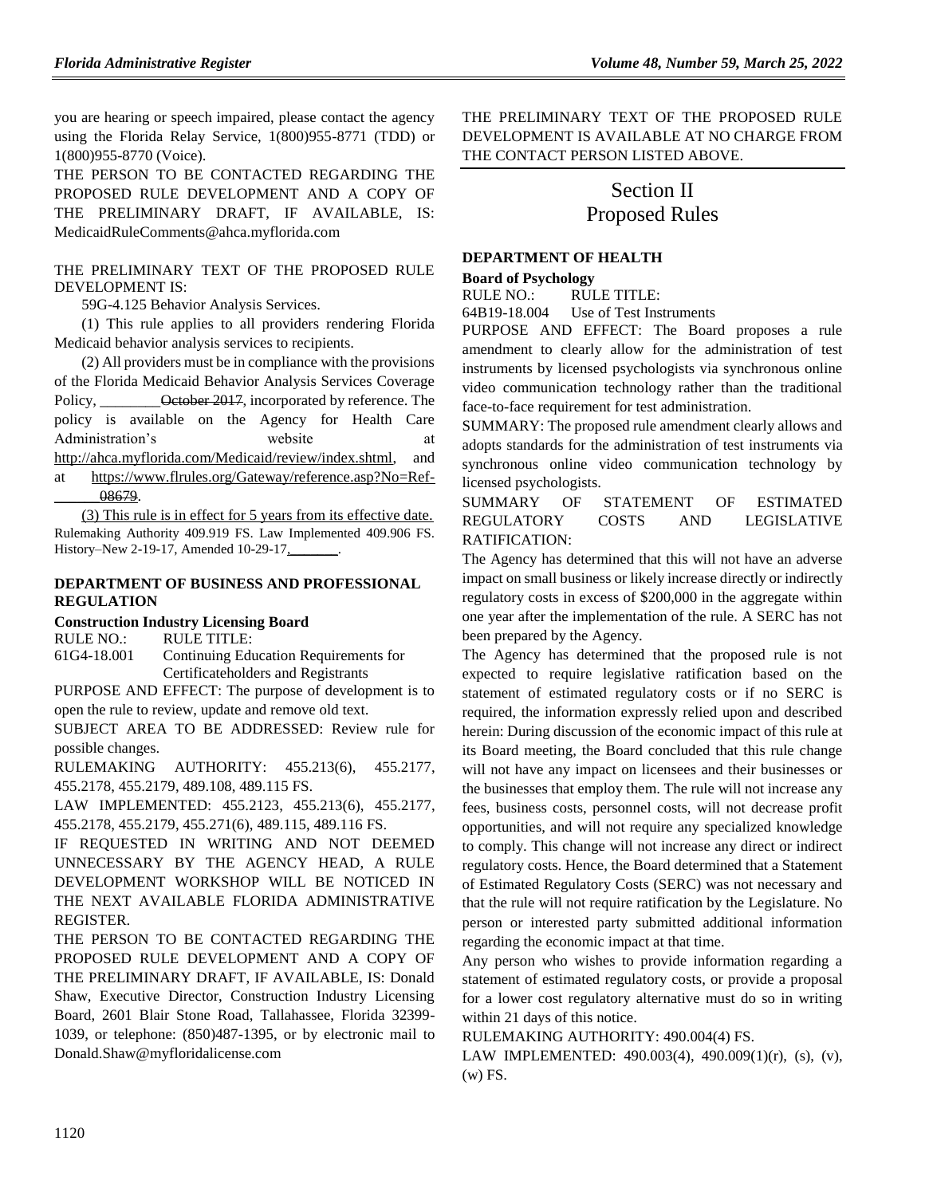you are hearing or speech impaired, please contact the agency using the Florida Relay Service, 1(800)955-8771 (TDD) or 1(800)955-8770 (Voice).

THE PERSON TO BE CONTACTED REGARDING THE PROPOSED RULE DEVELOPMENT AND A COPY OF THE PRELIMINARY DRAFT, IF AVAILABLE, IS: MedicaidRuleComments@ahca.myflorida.com

THE PRELIMINARY TEXT OF THE PROPOSED RULE DEVELOPMENT IS:

59G-4.125 Behavior Analysis Services.

(1) This rule applies to all providers rendering Florida Medicaid behavior analysis services to recipients.

(2) All providers must be in compliance with the provisions of the Florida Medicaid Behavior Analysis Services Coverage Policy, ________ ~~October 2017~~, incorporated by reference. The policy is available on the Agency for Health Care Administration's website at http://ahca.myflorida.com/Medicaid/review/index.shtml, and at https://www.flrules.org/Gateway/reference.asp?No=Ref-______ ~~08679~~.

(3) This rule is in effect for 5 years from its effective date.

Rulemaking Authority 409.919 FS. Law Implemented 409.906 FS. History–New 2-19-17, Amended 10-29-17, ________.

### DEPARTMENT OF BUSINESS AND PROFESSIONAL REGULATION

**Construction Industry Licensing Board**

RULE NO.: RULE TITLE:

61G4-18.001 Continuing Education Requirements for Certificateholders and Registrants

PURPOSE AND EFFECT: The purpose of development is to open the rule to review, update and remove old text.

SUBJECT AREA TO BE ADDRESSED: Review rule for possible changes.

RULEMAKING AUTHORITY: 455.213(6), 455.2177, 455.2178, 455.2179, 489.108, 489.115 FS.

LAW IMPLEMENTED: 455.2123, 455.213(6), 455.2177, 455.2178, 455.2179, 455.271(6), 489.115, 489.116 FS.

IF REQUESTED IN WRITING AND NOT DEEMED UNNECESSARY BY THE AGENCY HEAD, A RULE DEVELOPMENT WORKSHOP WILL BE NOTICED IN THE NEXT AVAILABLE FLORIDA ADMINISTRATIVE REGISTER.

THE PERSON TO BE CONTACTED REGARDING THE PROPOSED RULE DEVELOPMENT AND A COPY OF THE PRELIMINARY DRAFT, IF AVAILABLE, IS: Donald Shaw, Executive Director, Construction Industry Licensing Board, 2601 Blair Stone Road, Tallahassee, Florida 32399-1039, or telephone: (850)487-1395, or by electronic mail to Donald.Shaw@myfloridalicense.com

THE PRELIMINARY TEXT OF THE PROPOSED RULE DEVELOPMENT IS AVAILABLE AT NO CHARGE FROM THE CONTACT PERSON LISTED ABOVE.

## Section II
## Proposed Rules

### DEPARTMENT OF HEALTH

**Board of Psychology**

RULE NO.: RULE TITLE:

64B19-18.004 Use of Test Instruments

PURPOSE AND EFFECT: The Board proposes a rule amendment to clearly allow for the administration of test instruments by licensed psychologists via synchronous online video communication technology rather than the traditional face-to-face requirement for test administration.

SUMMARY: The proposed rule amendment clearly allows and adopts standards for the administration of test instruments via synchronous online video communication technology by licensed psychologists.

SUMMARY OF STATEMENT OF ESTIMATED REGULATORY COSTS AND LEGISLATIVE RATIFICATION:

The Agency has determined that this will not have an adverse impact on small business or likely increase directly or indirectly regulatory costs in excess of $200,000 in the aggregate within one year after the implementation of the rule. A SERC has not been prepared by the Agency.

The Agency has determined that the proposed rule is not expected to require legislative ratification based on the statement of estimated regulatory costs or if no SERC is required, the information expressly relied upon and described herein: During discussion of the economic impact of this rule at its Board meeting, the Board concluded that this rule change will not have any impact on licensees and their businesses or the businesses that employ them. The rule will not increase any fees, business costs, personnel costs, will not decrease profit opportunities, and will not require any specialized knowledge to comply. This change will not increase any direct or indirect regulatory costs. Hence, the Board determined that a Statement of Estimated Regulatory Costs (SERC) was not necessary and that the rule will not require ratification by the Legislature. No person or interested party submitted additional information regarding the economic impact at that time.

Any person who wishes to provide information regarding a statement of estimated regulatory costs, or provide a proposal for a lower cost regulatory alternative must do so in writing within 21 days of this notice.

RULEMAKING AUTHORITY: 490.004(4) FS.

LAW IMPLEMENTED: 490.003(4), 490.009(1)(r), (s), (v), (w) FS.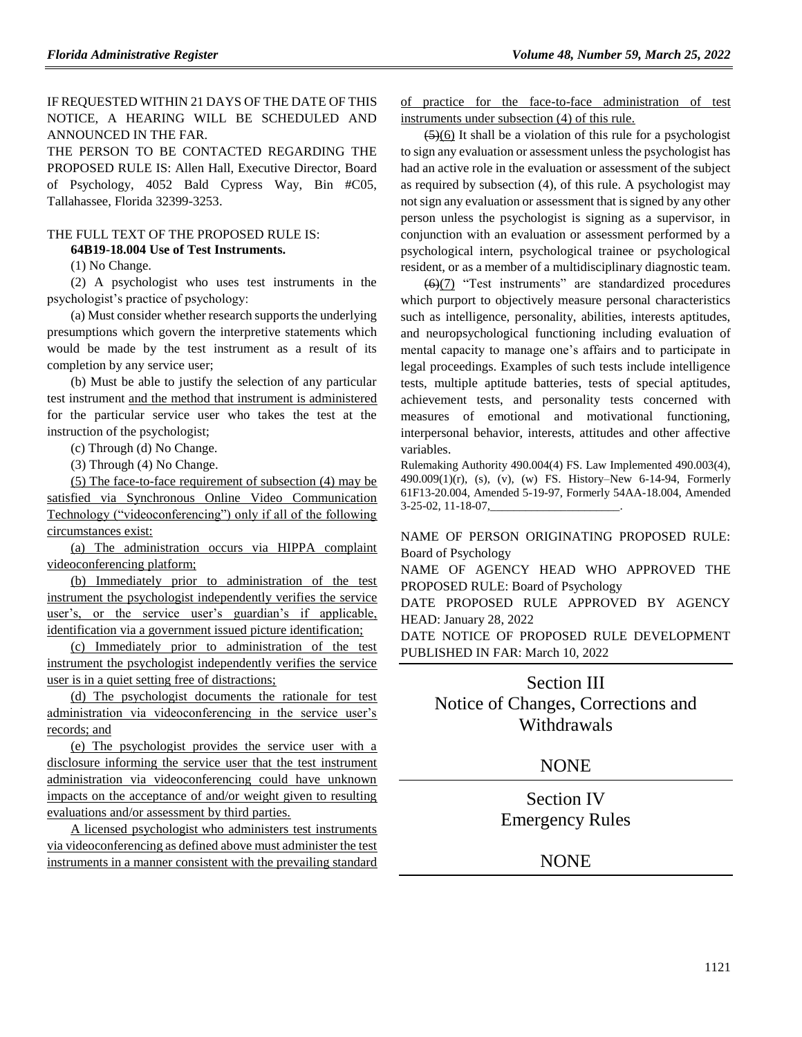IF REQUESTED WITHIN 21 DAYS OF THE DATE OF THIS NOTICE, A HEARING WILL BE SCHEDULED AND ANNOUNCED IN THE FAR.

THE PERSON TO BE CONTACTED REGARDING THE PROPOSED RULE IS: Allen Hall, Executive Director, Board of Psychology, 4052 Bald Cypress Way, Bin #C05, Tallahassee, Florida 32399-3253.

THE FULL TEXT OF THE PROPOSED RULE IS:

**64B19-18.004 Use of Test Instruments.**

(1) No Change.

(2) A psychologist who uses test instruments in the psychologist's practice of psychology:

(a) Must consider whether research supports the underlying presumptions which govern the interpretive statements which would be made by the test instrument as a result of its completion by any service user;

(b) Must be able to justify the selection of any particular test instrument and the method that instrument is administered for the particular service user who takes the test at the instruction of the psychologist;

(c) Through (d) No Change.

(3) Through (4) No Change.

(5) The face-to-face requirement of subsection (4) may be satisfied via Synchronous Online Video Communication Technology ("videoconferencing") only if all of the following circumstances exist:

(a) The administration occurs via HIPPA complaint videoconferencing platform;

(b) Immediately prior to administration of the test instrument the psychologist independently verifies the service user's, or the service user's guardian's if applicable, identification via a government issued picture identification;

(c) Immediately prior to administration of the test instrument the psychologist independently verifies the service user is in a quiet setting free of distractions;

(d) The psychologist documents the rationale for test administration via videoconferencing in the service user's records; and

(e) The psychologist provides the service user with a disclosure informing the service user that the test instrument administration via videoconferencing could have unknown impacts on the acceptance of and/or weight given to resulting evaluations and/or assessment by third parties.

A licensed psychologist who administers test instruments via videoconferencing as defined above must administer the test instruments in a manner consistent with the prevailing standard of practice for the face-to-face administration of test instruments under subsection (4) of this rule.

~~(5)~~(6) It shall be a violation of this rule for a psychologist to sign any evaluation or assessment unless the psychologist has had an active role in the evaluation or assessment of the subject as required by subsection (4), of this rule. A psychologist may not sign any evaluation or assessment that is signed by any other person unless the psychologist is signing as a supervisor, in conjunction with an evaluation or assessment performed by a psychological intern, psychological trainee or psychological resident, or as a member of a multidisciplinary diagnostic team.

~~(6)~~(7) "Test instruments" are standardized procedures which purport to objectively measure personal characteristics such as intelligence, personality, abilities, interests aptitudes, and neuropsychological functioning including evaluation of mental capacity to manage one's affairs and to participate in legal proceedings. Examples of such tests include intelligence tests, multiple aptitude batteries, tests of special aptitudes, achievement tests, and personality tests concerned with measures of emotional and motivational functioning, interpersonal behavior, interests, attitudes and other affective variables.

Rulemaking Authority 490.004(4) FS. Law Implemented 490.003(4), 490.009(1)(r), (s), (v), (w) FS. History–New 6-14-94, Formerly 61F13-20.004, Amended 5-19-97, Formerly 54AA-18.004, Amended 3-25-02, 11-18-07,\_\_\_\_\_\_\_\_\_\_\_\_\_\_\_\_\_\_\_\_\_\_.

NAME OF PERSON ORIGINATING PROPOSED RULE: Board of Psychology

NAME OF AGENCY HEAD WHO APPROVED THE PROPOSED RULE: Board of Psychology

DATE PROPOSED RULE APPROVED BY AGENCY HEAD: January 28, 2022

DATE NOTICE OF PROPOSED RULE DEVELOPMENT PUBLISHED IN FAR: March 10, 2022

## Section III
## Notice of Changes, Corrections and Withdrawals

NONE

## Section IV
## Emergency Rules

NONE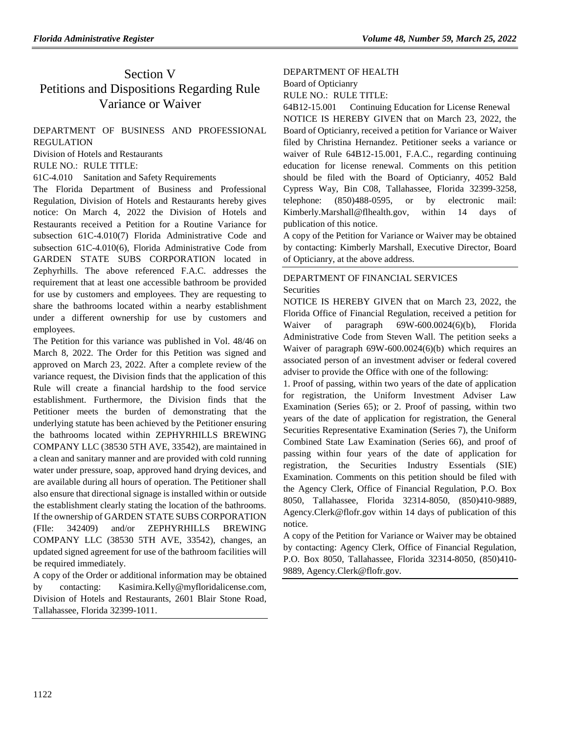# Section V
# Petitions and Dispositions Regarding Rule Variance or Waiver

DEPARTMENT OF BUSINESS AND PROFESSIONAL REGULATION

Division of Hotels and Restaurants

RULE NO.: RULE TITLE:

61C-4.010 Sanitation and Safety Requirements

The Florida Department of Business and Professional Regulation, Division of Hotels and Restaurants hereby gives notice: On March 4, 2022 the Division of Hotels and Restaurants received a Petition for a Routine Variance for subsection 61C-4.010(7) Florida Administrative Code and subsection 61C-4.010(6), Florida Administrative Code from GARDEN STATE SUBS CORPORATION located in Zephyrhills. The above referenced F.A.C. addresses the requirement that at least one accessible bathroom be provided for use by customers and employees. They are requesting to share the bathrooms located within a nearby establishment under a different ownership for use by customers and employees.

The Petition for this variance was published in Vol. 48/46 on March 8, 2022. The Order for this Petition was signed and approved on March 23, 2022. After a complete review of the variance request, the Division finds that the application of this Rule will create a financial hardship to the food service establishment. Furthermore, the Division finds that the Petitioner meets the burden of demonstrating that the underlying statute has been achieved by the Petitioner ensuring the bathrooms located within ZEPHYRHILLS BREWING COMPANY LLC (38530 5TH AVE, 33542), are maintained in a clean and sanitary manner and are provided with cold running water under pressure, soap, approved hand drying devices, and are available during all hours of operation. The Petitioner shall also ensure that directional signage is installed within or outside the establishment clearly stating the location of the bathrooms. If the ownership of GARDEN STATE SUBS CORPORATION (FIle: 342409) and/or ZEPHYRHILLS BREWING COMPANY LLC (38530 5TH AVE, 33542), changes, an updated signed agreement for use of the bathroom facilities will be required immediately.

A copy of the Order or additional information may be obtained by contacting: Kasimira.Kelly@myfloridalicense.com, Division of Hotels and Restaurants, 2601 Blair Stone Road, Tallahassee, Florida 32399-1011.

---

DEPARTMENT OF HEALTH

Board of Opticianry

RULE NO.: RULE TITLE:

64B12-15.001 Continuing Education for License Renewal

NOTICE IS HEREBY GIVEN that on March 23, 2022, the Board of Opticianry, received a petition for Variance or Waiver filed by Christina Hernandez. Petitioner seeks a variance or waiver of Rule 64B12-15.001, F.A.C., regarding continuing education for license renewal. Comments on this petition should be filed with the Board of Opticianry, 4052 Bald Cypress Way, Bin C08, Tallahassee, Florida 32399-3258, telephone: (850)488-0595, or by electronic mail: Kimberly.Marshall@flhealth.gov, within 14 days of publication of this notice.

A copy of the Petition for Variance or Waiver may be obtained by contacting: Kimberly Marshall, Executive Director, Board of Opticianry, at the above address.

---

DEPARTMENT OF FINANCIAL SERVICES

Securities

NOTICE IS HEREBY GIVEN that on March 23, 2022, the Florida Office of Financial Regulation, received a petition for Waiver of paragraph 69W-600.0024(6)(b), Florida Administrative Code from Steven Wall. The petition seeks a Waiver of paragraph 69W-600.0024(6)(b) which requires an associated person of an investment adviser or federal covered adviser to provide the Office with one of the following:

1. Proof of passing, within two years of the date of application for registration, the Uniform Investment Adviser Law Examination (Series 65); or 2. Proof of passing, within two years of the date of application for registration, the General Securities Representative Examination (Series 7), the Uniform Combined State Law Examination (Series 66), and proof of passing within four years of the date of application for registration, the Securities Industry Essentials (SIE) Examination. Comments on this petition should be filed with the Agency Clerk, Office of Financial Regulation, P.O. Box 8050, Tallahassee, Florida 32314-8050, (850)410-9889, Agency.Clerk@flofr.gov within 14 days of publication of this notice.

A copy of the Petition for Variance or Waiver may be obtained by contacting: Agency Clerk, Office of Financial Regulation, P.O. Box 8050, Tallahassee, Florida 32314-8050, (850)410-9889, Agency.Clerk@flofr.gov.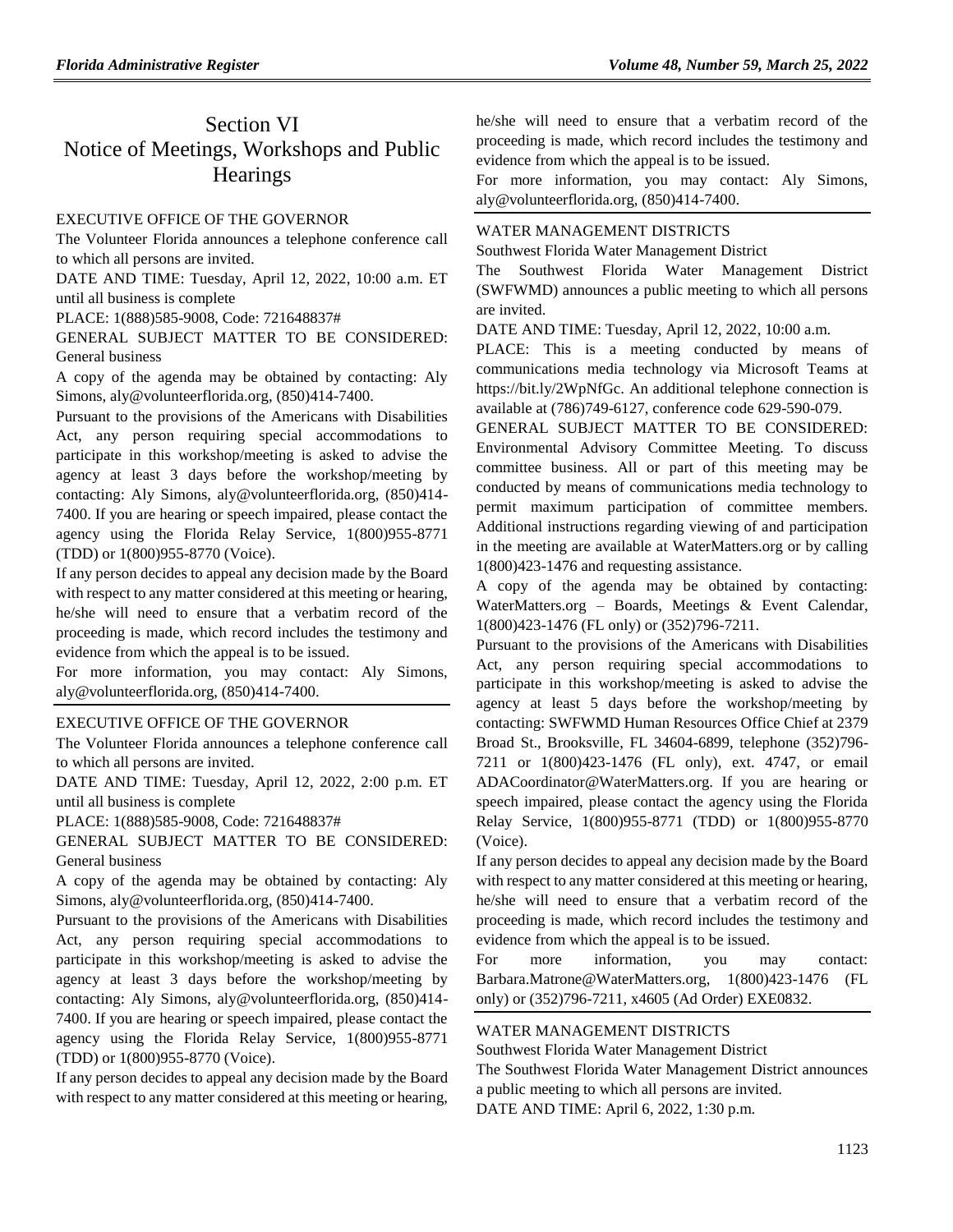# Section VI
# Notice of Meetings, Workshops and Public Hearings

EXECUTIVE OFFICE OF THE GOVERNOR

The Volunteer Florida announces a telephone conference call to which all persons are invited.

DATE AND TIME: Tuesday, April 12, 2022, 10:00 a.m. ET until all business is complete

PLACE: 1(888)585-9008, Code: 721648837#

GENERAL SUBJECT MATTER TO BE CONSIDERED: General business

A copy of the agenda may be obtained by contacting: Aly Simons, aly@volunteerflorida.org, (850)414-7400.

Pursuant to the provisions of the Americans with Disabilities Act, any person requiring special accommodations to participate in this workshop/meeting is asked to advise the agency at least 3 days before the workshop/meeting by contacting: Aly Simons, aly@volunteerflorida.org, (850)414-7400. If you are hearing or speech impaired, please contact the agency using the Florida Relay Service, 1(800)955-8771 (TDD) or 1(800)955-8770 (Voice).

If any person decides to appeal any decision made by the Board with respect to any matter considered at this meeting or hearing, he/she will need to ensure that a verbatim record of the proceeding is made, which record includes the testimony and evidence from which the appeal is to be issued.

For more information, you may contact: Aly Simons, aly@volunteerflorida.org, (850)414-7400.

EXECUTIVE OFFICE OF THE GOVERNOR

The Volunteer Florida announces a telephone conference call to which all persons are invited.

DATE AND TIME: Tuesday, April 12, 2022, 2:00 p.m. ET until all business is complete

PLACE: 1(888)585-9008, Code: 721648837#

GENERAL SUBJECT MATTER TO BE CONSIDERED: General business

A copy of the agenda may be obtained by contacting: Aly Simons, aly@volunteerflorida.org, (850)414-7400.

Pursuant to the provisions of the Americans with Disabilities Act, any person requiring special accommodations to participate in this workshop/meeting is asked to advise the agency at least 3 days before the workshop/meeting by contacting: Aly Simons, aly@volunteerflorida.org, (850)414-7400. If you are hearing or speech impaired, please contact the agency using the Florida Relay Service, 1(800)955-8771 (TDD) or 1(800)955-8770 (Voice).

If any person decides to appeal any decision made by the Board with respect to any matter considered at this meeting or hearing, he/she will need to ensure that a verbatim record of the proceeding is made, which record includes the testimony and evidence from which the appeal is to be issued.

For more information, you may contact: Aly Simons, aly@volunteerflorida.org, (850)414-7400.

WATER MANAGEMENT DISTRICTS

Southwest Florida Water Management District

The Southwest Florida Water Management District (SWFWMD) announces a public meeting to which all persons are invited.

DATE AND TIME: Tuesday, April 12, 2022, 10:00 a.m.

PLACE: This is a meeting conducted by means of communications media technology via Microsoft Teams at https://bit.ly/2WpNfGc. An additional telephone connection is available at (786)749-6127, conference code 629-590-079.

GENERAL SUBJECT MATTER TO BE CONSIDERED: Environmental Advisory Committee Meeting. To discuss committee business. All or part of this meeting may be conducted by means of communications media technology to permit maximum participation of committee members. Additional instructions regarding viewing of and participation in the meeting are available at WaterMatters.org or by calling 1(800)423-1476 and requesting assistance.

A copy of the agenda may be obtained by contacting: WaterMatters.org – Boards, Meetings & Event Calendar, 1(800)423-1476 (FL only) or (352)796-7211.

Pursuant to the provisions of the Americans with Disabilities Act, any person requiring special accommodations to participate in this workshop/meeting is asked to advise the agency at least 5 days before the workshop/meeting by contacting: SWFWMD Human Resources Office Chief at 2379 Broad St., Brooksville, FL 34604-6899, telephone (352)796-7211 or 1(800)423-1476 (FL only), ext. 4747, or email ADACoordinator@WaterMatters.org. If you are hearing or speech impaired, please contact the agency using the Florida Relay Service, 1(800)955-8771 (TDD) or 1(800)955-8770 (Voice).

If any person decides to appeal any decision made by the Board with respect to any matter considered at this meeting or hearing, he/she will need to ensure that a verbatim record of the proceeding is made, which record includes the testimony and evidence from which the appeal is to be issued.

For more information, you may contact: Barbara.Matrone@WaterMatters.org, 1(800)423-1476 (FL only) or (352)796-7211, x4605 (Ad Order) EXE0832.

WATER MANAGEMENT DISTRICTS

Southwest Florida Water Management District

The Southwest Florida Water Management District announces a public meeting to which all persons are invited.

DATE AND TIME: April 6, 2022, 1:30 p.m.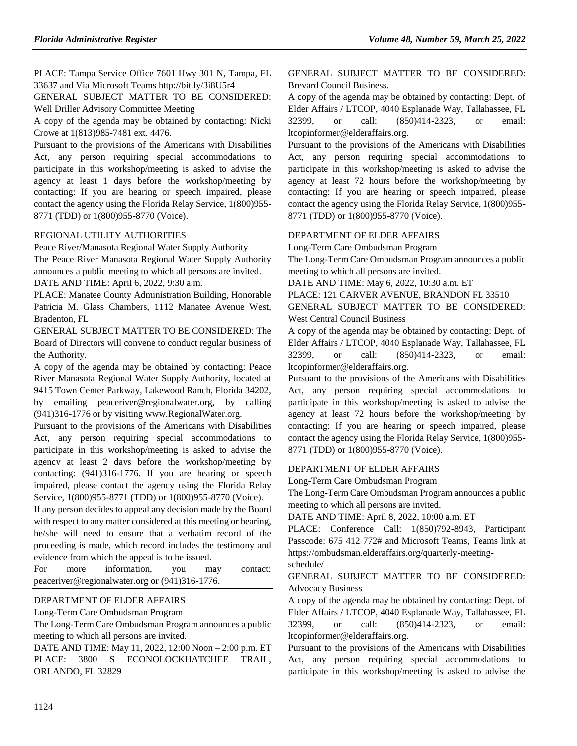PLACE: Tampa Service Office 7601 Hwy 301 N, Tampa, FL 33637 and Via Microsoft Teams http://bit.ly/3i8U5r4

GENERAL SUBJECT MATTER TO BE CONSIDERED: Well Driller Advisory Committee Meeting

A copy of the agenda may be obtained by contacting: Nicki Crowe at 1(813)985-7481 ext. 4476.

Pursuant to the provisions of the Americans with Disabilities Act, any person requiring special accommodations to participate in this workshop/meeting is asked to advise the agency at least 1 days before the workshop/meeting by contacting: If you are hearing or speech impaired, please contact the agency using the Florida Relay Service, 1(800)955-8771 (TDD) or 1(800)955-8770 (Voice).

## REGIONAL UTILITY AUTHORITIES

Peace River/Manasota Regional Water Supply Authority

The Peace River Manasota Regional Water Supply Authority announces a public meeting to which all persons are invited.

DATE AND TIME: April 6, 2022, 9:30 a.m.

PLACE: Manatee County Administration Building, Honorable Patricia M. Glass Chambers, 1112 Manatee Avenue West, Bradenton, FL

GENERAL SUBJECT MATTER TO BE CONSIDERED: The Board of Directors will convene to conduct regular business of the Authority.

A copy of the agenda may be obtained by contacting: Peace River Manasota Regional Water Supply Authority, located at 9415 Town Center Parkway, Lakewood Ranch, Florida 34202, by emailing peaceriver@regionalwater.org, by calling (941)316-1776 or by visiting www.RegionalWater.org.

Pursuant to the provisions of the Americans with Disabilities Act, any person requiring special accommodations to participate in this workshop/meeting is asked to advise the agency at least 2 days before the workshop/meeting by contacting: (941)316-1776. If you are hearing or speech impaired, please contact the agency using the Florida Relay Service, 1(800)955-8771 (TDD) or 1(800)955-8770 (Voice).

If any person decides to appeal any decision made by the Board with respect to any matter considered at this meeting or hearing, he/she will need to ensure that a verbatim record of the proceeding is made, which record includes the testimony and evidence from which the appeal is to be issued.

For more information, you may contact: peaceriver@regionalwater.org or (941)316-1776.

## DEPARTMENT OF ELDER AFFAIRS

Long-Term Care Ombudsman Program

The Long-Term Care Ombudsman Program announces a public meeting to which all persons are invited.

DATE AND TIME: May 11, 2022, 12:00 Noon – 2:00 p.m. ET

PLACE: 3800 S ECONOLOCKHATCHEE TRAIL, ORLANDO, FL 32829

GENERAL SUBJECT MATTER TO BE CONSIDERED: Brevard Council Business.

A copy of the agenda may be obtained by contacting: Dept. of Elder Affairs / LTCOP, 4040 Esplanade Way, Tallahassee, FL 32399, or call: (850)414-2323, or email: ltcopinformer@elderaffairs.org.

Pursuant to the provisions of the Americans with Disabilities Act, any person requiring special accommodations to participate in this workshop/meeting is asked to advise the agency at least 72 hours before the workshop/meeting by contacting: If you are hearing or speech impaired, please contact the agency using the Florida Relay Service, 1(800)955-8771 (TDD) or 1(800)955-8770 (Voice).

## DEPARTMENT OF ELDER AFFAIRS

Long-Term Care Ombudsman Program

The Long-Term Care Ombudsman Program announces a public meeting to which all persons are invited.

DATE AND TIME: May 6, 2022, 10:30 a.m. ET

PLACE: 121 CARVER AVENUE, BRANDON FL 33510

GENERAL SUBJECT MATTER TO BE CONSIDERED: West Central Council Business

A copy of the agenda may be obtained by contacting: Dept. of Elder Affairs / LTCOP, 4040 Esplanade Way, Tallahassee, FL 32399, or call: (850)414-2323, or email: ltcopinformer@elderaffairs.org.

Pursuant to the provisions of the Americans with Disabilities Act, any person requiring special accommodations to participate in this workshop/meeting is asked to advise the agency at least 72 hours before the workshop/meeting by contacting: If you are hearing or speech impaired, please contact the agency using the Florida Relay Service, 1(800)955-8771 (TDD) or 1(800)955-8770 (Voice).

## DEPARTMENT OF ELDER AFFAIRS

Long-Term Care Ombudsman Program

The Long-Term Care Ombudsman Program announces a public meeting to which all persons are invited.

DATE AND TIME: April 8, 2022, 10:00 a.m. ET

PLACE: Conference Call: 1(850)792-8943, Participant Passcode: 675 412 772# and Microsoft Teams, Teams link at https://ombudsman.elderaffairs.org/quarterly-meeting-schedule/

GENERAL SUBJECT MATTER TO BE CONSIDERED: Advocacy Business

A copy of the agenda may be obtained by contacting: Dept. of Elder Affairs / LTCOP, 4040 Esplanade Way, Tallahassee, FL 32399, or call: (850)414-2323, or email: ltcopinformer@elderaffairs.org.

Pursuant to the provisions of the Americans with Disabilities Act, any person requiring special accommodations to participate in this workshop/meeting is asked to advise the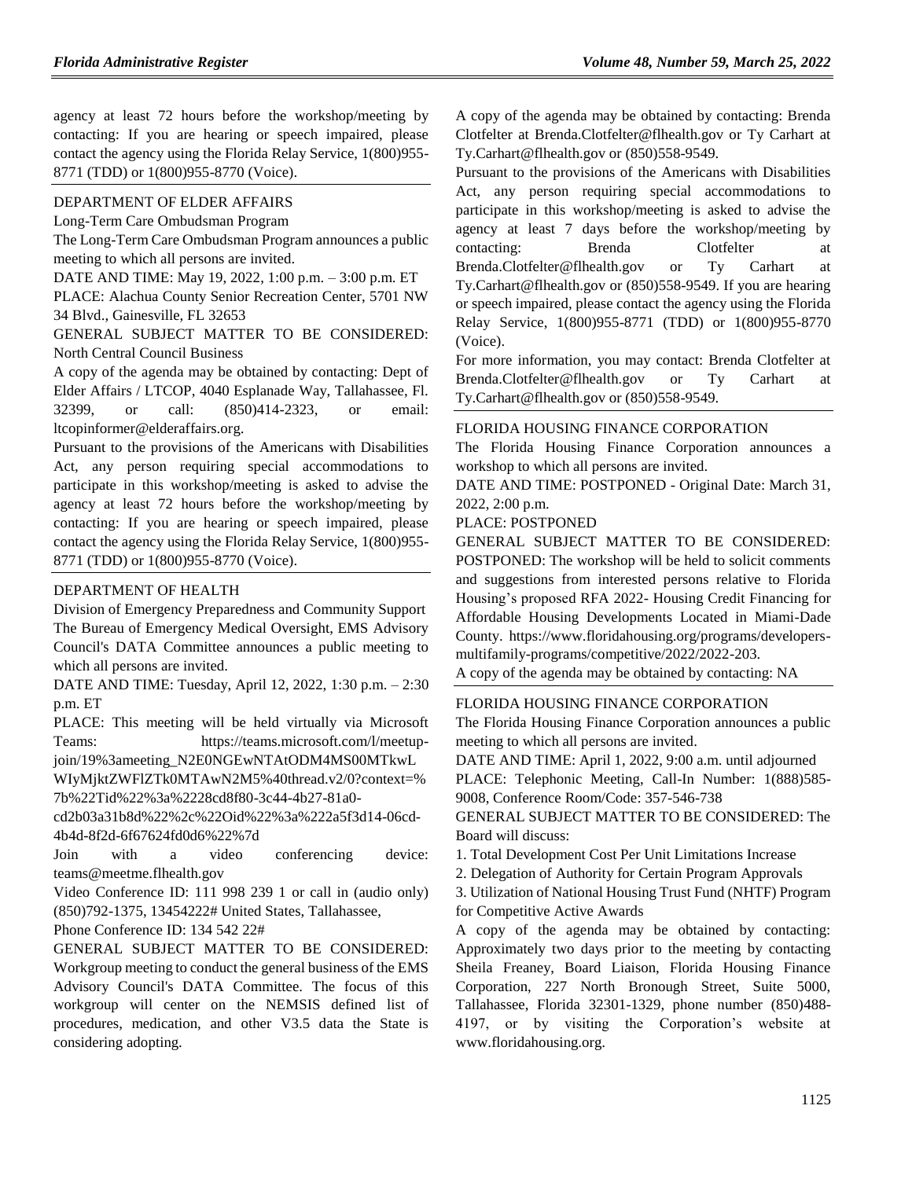agency at least 72 hours before the workshop/meeting by contacting: If you are hearing or speech impaired, please contact the agency using the Florida Relay Service, 1(800)955-8771 (TDD) or 1(800)955-8770 (Voice).

DEPARTMENT OF ELDER AFFAIRS

Long-Term Care Ombudsman Program

The Long-Term Care Ombudsman Program announces a public meeting to which all persons are invited.

DATE AND TIME: May 19, 2022, 1:00 p.m. – 3:00 p.m. ET

PLACE: Alachua County Senior Recreation Center, 5701 NW 34 Blvd., Gainesville, FL 32653

GENERAL SUBJECT MATTER TO BE CONSIDERED: North Central Council Business

A copy of the agenda may be obtained by contacting: Dept of Elder Affairs / LTCOP, 4040 Esplanade Way, Tallahassee, Fl. 32399, or call: (850)414-2323, or email: ltcopinformer@elderaffairs.org.

Pursuant to the provisions of the Americans with Disabilities Act, any person requiring special accommodations to participate in this workshop/meeting is asked to advise the agency at least 72 hours before the workshop/meeting by contacting: If you are hearing or speech impaired, please contact the agency using the Florida Relay Service, 1(800)955-8771 (TDD) or 1(800)955-8770 (Voice).

DEPARTMENT OF HEALTH

Division of Emergency Preparedness and Community Support

The Bureau of Emergency Medical Oversight, EMS Advisory Council's DATA Committee announces a public meeting to which all persons are invited.

DATE AND TIME: Tuesday, April 12, 2022, 1:30 p.m. – 2:30 p.m. ET

PLACE: This meeting will be held virtually via Microsoft Teams: https://teams.microsoft.com/l/meetup-join/19%3ameeting_N2E0NGEwNTAtODM4MS00MTkwLWIyMjktZWFlZTk0MTAwN2M5%40thread.v2/0?context=%7b%22Tid%22%3a%2228cd8f80-3c44-4b27-81a0-cd2b03a31b8d%22%2c%22Oid%22%3a%222a5f3d14-06cd-4b4d-8f2d-6f67624fd0d6%22%7d

Join with a video conferencing device: teams@meetme.flhealth.gov

Video Conference ID: 111 998 239 1 or call in (audio only) (850)792-1375, 13454222# United States, Tallahassee,

Phone Conference ID: 134 542 22#

GENERAL SUBJECT MATTER TO BE CONSIDERED: Workgroup meeting to conduct the general business of the EMS Advisory Council's DATA Committee. The focus of this workgroup will center on the NEMSIS defined list of procedures, medication, and other V3.5 data the State is considering adopting.

A copy of the agenda may be obtained by contacting: Brenda Clotfelter at Brenda.Clotfelter@flhealth.gov or Ty Carhart at Ty.Carhart@flhealth.gov or (850)558-9549.

Pursuant to the provisions of the Americans with Disabilities Act, any person requiring special accommodations to participate in this workshop/meeting is asked to advise the agency at least 7 days before the workshop/meeting by contacting: Brenda Clotfelter at Brenda.Clotfelter@flhealth.gov or Ty Carhart at Ty.Carhart@flhealth.gov or (850)558-9549. If you are hearing or speech impaired, please contact the agency using the Florida Relay Service, 1(800)955-8771 (TDD) or 1(800)955-8770 (Voice).

For more information, you may contact: Brenda Clotfelter at Brenda.Clotfelter@flhealth.gov or Ty Carhart at Ty.Carhart@flhealth.gov or (850)558-9549.

FLORIDA HOUSING FINANCE CORPORATION

The Florida Housing Finance Corporation announces a workshop to which all persons are invited.

DATE AND TIME: POSTPONED - Original Date: March 31, 2022, 2:00 p.m.

PLACE: POSTPONED

GENERAL SUBJECT MATTER TO BE CONSIDERED: POSTPONED: The workshop will be held to solicit comments and suggestions from interested persons relative to Florida Housing's proposed RFA 2022- Housing Credit Financing for Affordable Housing Developments Located in Miami-Dade County. https://www.floridahousing.org/programs/developers-multifamily-programs/competitive/2022/2022-203.

A copy of the agenda may be obtained by contacting: NA

FLORIDA HOUSING FINANCE CORPORATION

The Florida Housing Finance Corporation announces a public meeting to which all persons are invited.

DATE AND TIME: April 1, 2022, 9:00 a.m. until adjourned

PLACE: Telephonic Meeting, Call-In Number: 1(888)585-9008, Conference Room/Code: 357-546-738

GENERAL SUBJECT MATTER TO BE CONSIDERED: The Board will discuss:

1. Total Development Cost Per Unit Limitations Increase
2. Delegation of Authority for Certain Program Approvals
3. Utilization of National Housing Trust Fund (NHTF) Program for Competitive Active Awards

A copy of the agenda may be obtained by contacting: Approximately two days prior to the meeting by contacting Sheila Freaney, Board Liaison, Florida Housing Finance Corporation, 227 North Bronough Street, Suite 5000, Tallahassee, Florida 32301-1329, phone number (850)488-4197, or by visiting the Corporation's website at www.floridahousing.org.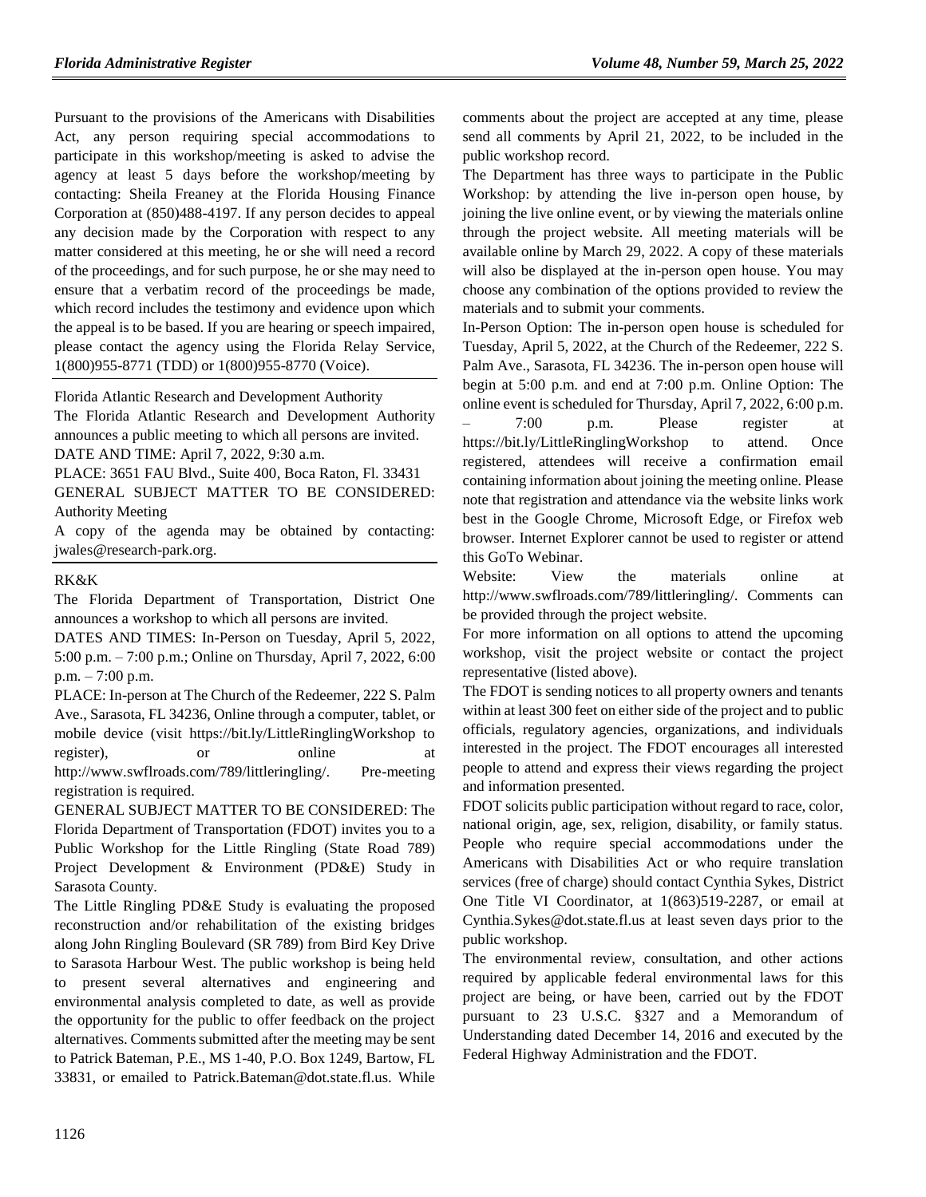Pursuant to the provisions of the Americans with Disabilities Act, any person requiring special accommodations to participate in this workshop/meeting is asked to advise the agency at least 5 days before the workshop/meeting by contacting: Sheila Freaney at the Florida Housing Finance Corporation at (850)488-4197. If any person decides to appeal any decision made by the Corporation with respect to any matter considered at this meeting, he or she will need a record of the proceedings, and for such purpose, he or she may need to ensure that a verbatim record of the proceedings be made, which record includes the testimony and evidence upon which the appeal is to be based. If you are hearing or speech impaired, please contact the agency using the Florida Relay Service, 1(800)955-8771 (TDD) or 1(800)955-8770 (Voice).

---

Florida Atlantic Research and Development Authority

The Florida Atlantic Research and Development Authority announces a public meeting to which all persons are invited.

DATE AND TIME: April 7, 2022, 9:30 a.m.

PLACE: 3651 FAU Blvd., Suite 400, Boca Raton, Fl. 33431

GENERAL SUBJECT MATTER TO BE CONSIDERED: Authority Meeting

A copy of the agenda may be obtained by contacting: jwales@research-park.org.

---

RK&K

The Florida Department of Transportation, District One announces a workshop to which all persons are invited.

DATES AND TIMES: In-Person on Tuesday, April 5, 2022, 5:00 p.m. – 7:00 p.m.; Online on Thursday, April 7, 2022, 6:00 p.m. – 7:00 p.m.

PLACE: In-person at The Church of the Redeemer, 222 S. Palm Ave., Sarasota, FL 34236, Online through a computer, tablet, or mobile device (visit https://bit.ly/LittleRinglingWorkshop to register), or online at http://www.swflroads.com/789/littleringling/. Pre-meeting registration is required.

GENERAL SUBJECT MATTER TO BE CONSIDERED: The Florida Department of Transportation (FDOT) invites you to a Public Workshop for the Little Ringling (State Road 789) Project Development & Environment (PD&E) Study in Sarasota County.

The Little Ringling PD&E Study is evaluating the proposed reconstruction and/or rehabilitation of the existing bridges along John Ringling Boulevard (SR 789) from Bird Key Drive to Sarasota Harbour West. The public workshop is being held to present several alternatives and engineering and environmental analysis completed to date, as well as provide the opportunity for the public to offer feedback on the project alternatives. Comments submitted after the meeting may be sent to Patrick Bateman, P.E., MS 1-40, P.O. Box 1249, Bartow, FL 33831, or emailed to Patrick.Bateman@dot.state.fl.us. While comments about the project are accepted at any time, please send all comments by April 21, 2022, to be included in the public workshop record.

The Department has three ways to participate in the Public Workshop: by attending the live in-person open house, by joining the live online event, or by viewing the materials online through the project website. All meeting materials will be available online by March 29, 2022. A copy of these materials will also be displayed at the in-person open house. You may choose any combination of the options provided to review the materials and to submit your comments.

In-Person Option: The in-person open house is scheduled for Tuesday, April 5, 2022, at the Church of the Redeemer, 222 S. Palm Ave., Sarasota, FL 34236. The in-person open house will begin at 5:00 p.m. and end at 7:00 p.m. Online Option: The online event is scheduled for Thursday, April 7, 2022, 6:00 p.m. – 7:00 p.m. Please register at https://bit.ly/LittleRinglingWorkshop to attend. Once registered, attendees will receive a confirmation email containing information about joining the meeting online. Please note that registration and attendance via the website links work best in the Google Chrome, Microsoft Edge, or Firefox web browser. Internet Explorer cannot be used to register or attend this GoTo Webinar.

Website: View the materials online at http://www.swflroads.com/789/littleringling/. Comments can be provided through the project website.

For more information on all options to attend the upcoming workshop, visit the project website or contact the project representative (listed above).

The FDOT is sending notices to all property owners and tenants within at least 300 feet on either side of the project and to public officials, regulatory agencies, organizations, and individuals interested in the project. The FDOT encourages all interested people to attend and express their views regarding the project and information presented.

FDOT solicits public participation without regard to race, color, national origin, age, sex, religion, disability, or family status. People who require special accommodations under the Americans with Disabilities Act or who require translation services (free of charge) should contact Cynthia Sykes, District One Title VI Coordinator, at 1(863)519-2287, or email at Cynthia.Sykes@dot.state.fl.us at least seven days prior to the public workshop.

The environmental review, consultation, and other actions required by applicable federal environmental laws for this project are being, or have been, carried out by the FDOT pursuant to 23 U.S.C. §327 and a Memorandum of Understanding dated December 14, 2016 and executed by the Federal Highway Administration and the FDOT.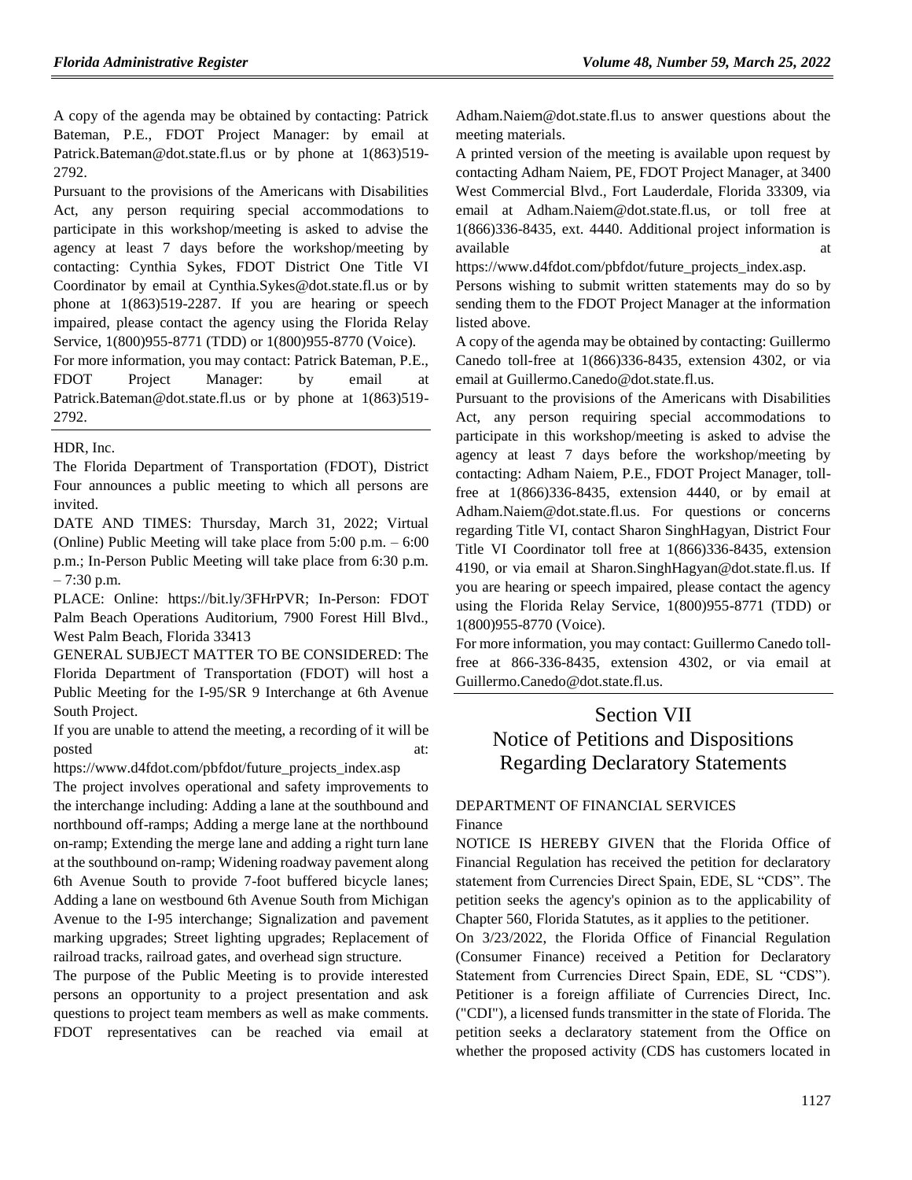A copy of the agenda may be obtained by contacting: Patrick Bateman, P.E., FDOT Project Manager: by email at Patrick.Bateman@dot.state.fl.us or by phone at 1(863)519-2792.

Pursuant to the provisions of the Americans with Disabilities Act, any person requiring special accommodations to participate in this workshop/meeting is asked to advise the agency at least 7 days before the workshop/meeting by contacting: Cynthia Sykes, FDOT District One Title VI Coordinator by email at Cynthia.Sykes@dot.state.fl.us or by phone at 1(863)519-2287. If you are hearing or speech impaired, please contact the agency using the Florida Relay Service, 1(800)955-8771 (TDD) or 1(800)955-8770 (Voice).

For more information, you may contact: Patrick Bateman, P.E., FDOT Project Manager: by email at Patrick.Bateman@dot.state.fl.us or by phone at 1(863)519-2792.

---

HDR, Inc.

The Florida Department of Transportation (FDOT), District Four announces a public meeting to which all persons are invited.

DATE AND TIMES: Thursday, March 31, 2022; Virtual (Online) Public Meeting will take place from 5:00 p.m. – 6:00 p.m.; In-Person Public Meeting will take place from 6:30 p.m. – 7:30 p.m.

PLACE: Online: https://bit.ly/3FHrPVR; In-Person: FDOT Palm Beach Operations Auditorium, 7900 Forest Hill Blvd., West Palm Beach, Florida 33413

GENERAL SUBJECT MATTER TO BE CONSIDERED: The Florida Department of Transportation (FDOT) will host a Public Meeting for the I-95/SR 9 Interchange at 6th Avenue South Project.

If you are unable to attend the meeting, a recording of it will be posted at: https://www.d4fdot.com/pbfdot/future_projects_index.asp

The project involves operational and safety improvements to the interchange including: Adding a lane at the southbound and northbound off-ramps; Adding a merge lane at the northbound on-ramp; Extending the merge lane and adding a right turn lane at the southbound on-ramp; Widening roadway pavement along 6th Avenue South to provide 7-foot buffered bicycle lanes; Adding a lane on westbound 6th Avenue South from Michigan Avenue to the I-95 interchange; Signalization and pavement marking upgrades; Street lighting upgrades; Replacement of railroad tracks, railroad gates, and overhead sign structure.

The purpose of the Public Meeting is to provide interested persons an opportunity to a project presentation and ask questions to project team members as well as make comments. FDOT representatives can be reached via email at Adham.Naiem@dot.state.fl.us to answer questions about the meeting materials.

A printed version of the meeting is available upon request by contacting Adham Naiem, PE, FDOT Project Manager, at 3400 West Commercial Blvd., Fort Lauderdale, Florida 33309, via email at Adham.Naiem@dot.state.fl.us, or toll free at 1(866)336-8435, ext. 4440. Additional project information is available at https://www.d4fdot.com/pbfdot/future_projects_index.asp.

Persons wishing to submit written statements may do so by sending them to the FDOT Project Manager at the information listed above.

A copy of the agenda may be obtained by contacting: Guillermo Canedo toll-free at 1(866)336-8435, extension 4302, or via email at Guillermo.Canedo@dot.state.fl.us.

Pursuant to the provisions of the Americans with Disabilities Act, any person requiring special accommodations to participate in this workshop/meeting is asked to advise the agency at least 7 days before the workshop/meeting by contacting: Adham Naiem, P.E., FDOT Project Manager, toll-free at 1(866)336-8435, extension 4440, or by email at Adham.Naiem@dot.state.fl.us. For questions or concerns regarding Title VI, contact Sharon SinghHagyan, District Four Title VI Coordinator toll free at 1(866)336-8435, extension 4190, or via email at Sharon.SinghHagyan@dot.state.fl.us. If you are hearing or speech impaired, please contact the agency using the Florida Relay Service, 1(800)955-8771 (TDD) or 1(800)955-8770 (Voice).

For more information, you may contact: Guillermo Canedo toll-free at 866-336-8435, extension 4302, or via email at Guillermo.Canedo@dot.state.fl.us.

---

# Section VII
# Notice of Petitions and Dispositions Regarding Declaratory Statements

DEPARTMENT OF FINANCIAL SERVICES

Finance

NOTICE IS HEREBY GIVEN that the Florida Office of Financial Regulation has received the petition for declaratory statement from Currencies Direct Spain, EDE, SL "CDS". The petition seeks the agency's opinion as to the applicability of Chapter 560, Florida Statutes, as it applies to the petitioner.

On 3/23/2022, the Florida Office of Financial Regulation (Consumer Finance) received a Petition for Declaratory Statement from Currencies Direct Spain, EDE, SL "CDS"). Petitioner is a foreign affiliate of Currencies Direct, Inc. ("CDI"), a licensed funds transmitter in the state of Florida. The petition seeks a declaratory statement from the Office on whether the proposed activity (CDS has customers located in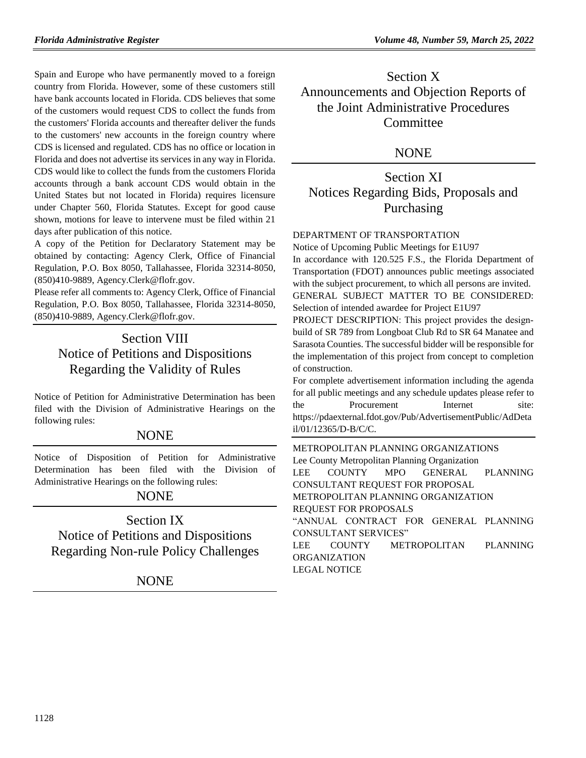Spain and Europe who have permanently moved to a foreign country from Florida. However, some of these customers still have bank accounts located in Florida. CDS believes that some of the customers would request CDS to collect the funds from the customers' Florida accounts and thereafter deliver the funds to the customers' new accounts in the foreign country where CDS is licensed and regulated. CDS has no office or location in Florida and does not advertise its services in any way in Florida. CDS would like to collect the funds from the customers Florida accounts through a bank account CDS would obtain in the United States but not located in Florida) requires licensure under Chapter 560, Florida Statutes. Except for good cause shown, motions for leave to intervene must be filed within 21 days after publication of this notice.

A copy of the Petition for Declaratory Statement may be obtained by contacting: Agency Clerk, Office of Financial Regulation, P.O. Box 8050, Tallahassee, Florida 32314-8050, (850)410-9889, Agency.Clerk@flofr.gov.

Please refer all comments to: Agency Clerk, Office of Financial Regulation, P.O. Box 8050, Tallahassee, Florida 32314-8050, (850)410-9889, Agency.Clerk@flofr.gov.

# Section VIII Notice of Petitions and Dispositions Regarding the Validity of Rules

Notice of Petition for Administrative Determination has been filed with the Division of Administrative Hearings on the following rules:

NONE

Notice of Disposition of Petition for Administrative Determination has been filed with the Division of Administrative Hearings on the following rules:

NONE

# Section IX Notice of Petitions and Dispositions Regarding Non-rule Policy Challenges

NONE

# Section X Announcements and Objection Reports of the Joint Administrative Procedures Committee

NONE

# Section XI Notices Regarding Bids, Proposals and Purchasing

DEPARTMENT OF TRANSPORTATION

Notice of Upcoming Public Meetings for E1U97

In accordance with 120.525 F.S., the Florida Department of Transportation (FDOT) announces public meetings associated with the subject procurement, to which all persons are invited.

GENERAL SUBJECT MATTER TO BE CONSIDERED: Selection of intended awardee for Project E1U97

PROJECT DESCRIPTION: This project provides the design-build of SR 789 from Longboat Club Rd to SR 64 Manatee and Sarasota Counties. The successful bidder will be responsible for the implementation of this project from concept to completion of construction.

For complete advertisement information including the agenda for all public meetings and any schedule updates please refer to the Procurement Internet site: https://pdaexternal.fdot.gov/Pub/AdvertisementPublic/AdDetail/01/12365/D-B/C/C.

METROPOLITAN PLANNING ORGANIZATIONS

Lee County Metropolitan Planning Organization

LEE COUNTY MPO GENERAL PLANNING CONSULTANT REQUEST FOR PROPOSAL

METROPOLITAN PLANNING ORGANIZATION

REQUEST FOR PROPOSALS

"ANNUAL CONTRACT FOR GENERAL PLANNING CONSULTANT SERVICES"

LEE COUNTY METROPOLITAN PLANNING ORGANIZATION

LEGAL NOTICE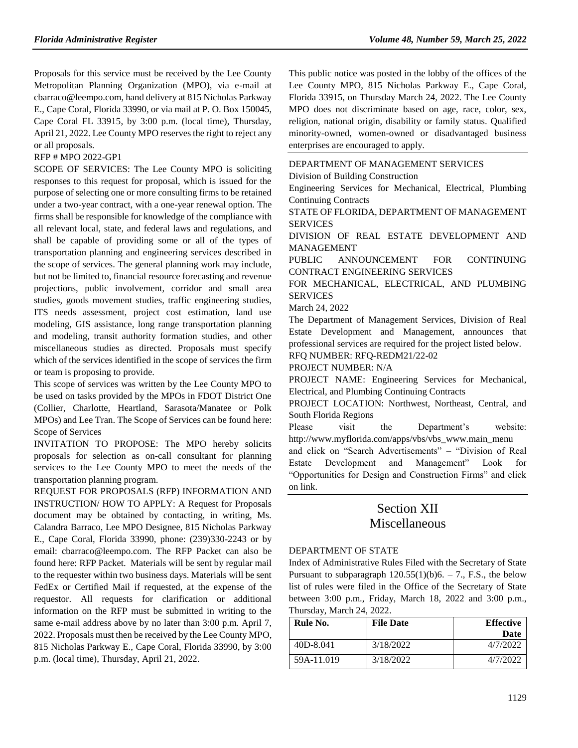Proposals for this service must be received by the Lee County Metropolitan Planning Organization (MPO), via e-mail at cbarraco@leempo.com, hand delivery at 815 Nicholas Parkway E., Cape Coral, Florida 33990, or via mail at P. O. Box 150045, Cape Coral FL 33915, by 3:00 p.m. (local time), Thursday, April 21, 2022. Lee County MPO reserves the right to reject any or all proposals.

RFP # MPO 2022-GP1

SCOPE OF SERVICES: The Lee County MPO is soliciting responses to this request for proposal, which is issued for the purpose of selecting one or more consulting firms to be retained under a two-year contract, with a one-year renewal option. The firms shall be responsible for knowledge of the compliance with all relevant local, state, and federal laws and regulations, and shall be capable of providing some or all of the types of transportation planning and engineering services described in the scope of services. The general planning work may include, but not be limited to, financial resource forecasting and revenue projections, public involvement, corridor and small area studies, goods movement studies, traffic engineering studies, ITS needs assessment, project cost estimation, land use modeling, GIS assistance, long range transportation planning and modeling, transit authority formation studies, and other miscellaneous studies as directed. Proposals must specify which of the services identified in the scope of services the firm or team is proposing to provide.

This scope of services was written by the Lee County MPO to be used on tasks provided by the MPOs in FDOT District One (Collier, Charlotte, Heartland, Sarasota/Manatee or Polk MPOs) and Lee Tran. The Scope of Services can be found here: Scope of Services

INVITATION TO PROPOSE: The MPO hereby solicits proposals for selection as on-call consultant for planning services to the Lee County MPO to meet the needs of the transportation planning program.

REQUEST FOR PROPOSALS (RFP) INFORMATION AND INSTRUCTION/ HOW TO APPLY: A Request for Proposals document may be obtained by contacting, in writing, Ms. Calandra Barraco, Lee MPO Designee, 815 Nicholas Parkway E., Cape Coral, Florida 33990, phone: (239)330-2243 or by email: cbarraco@leempo.com. The RFP Packet can also be found here: RFP Packet. Materials will be sent by regular mail to the requester within two business days. Materials will be sent FedEx or Certified Mail if requested, at the expense of the requestor. All requests for clarification or additional information on the RFP must be submitted in writing to the same e-mail address above by no later than 3:00 p.m. April 7, 2022. Proposals must then be received by the Lee County MPO, 815 Nicholas Parkway E., Cape Coral, Florida 33990, by 3:00 p.m. (local time), Thursday, April 21, 2022.

This public notice was posted in the lobby of the offices of the Lee County MPO, 815 Nicholas Parkway E., Cape Coral, Florida 33915, on Thursday March 24, 2022. The Lee County MPO does not discriminate based on age, race, color, sex, religion, national origin, disability or family status. Qualified minority-owned, women-owned or disadvantaged business enterprises are encouraged to apply.

DEPARTMENT OF MANAGEMENT SERVICES

Division of Building Construction

Engineering Services for Mechanical, Electrical, Plumbing Continuing Contracts

STATE OF FLORIDA, DEPARTMENT OF MANAGEMENT SERVICES

DIVISION OF REAL ESTATE DEVELOPMENT AND MANAGEMENT

PUBLIC ANNOUNCEMENT FOR CONTINUING CONTRACT ENGINEERING SERVICES

FOR MECHANICAL, ELECTRICAL, AND PLUMBING SERVICES

March 24, 2022

The Department of Management Services, Division of Real Estate Development and Management, announces that professional services are required for the project listed below.

RFQ NUMBER: RFQ-REDM21/22-02

PROJECT NUMBER: N/A

PROJECT NAME: Engineering Services for Mechanical, Electrical, and Plumbing Continuing Contracts

PROJECT LOCATION: Northwest, Northeast, Central, and South Florida Regions

Please visit the Department's website: http://www.myflorida.com/apps/vbs/vbs_www.main_menu and click on "Search Advertisements" – "Division of Real Estate Development and Management" Look for "Opportunities for Design and Construction Firms" and click on link.

# Section XII
# Miscellaneous

DEPARTMENT OF STATE

Index of Administrative Rules Filed with the Secretary of State Pursuant to subparagraph 120.55(1)(b)6. – 7., F.S., the below list of rules were filed in the Office of the Secretary of State between 3:00 p.m., Friday, March 18, 2022 and 3:00 p.m., Thursday, March 24, 2022.

| Rule No. | File Date | Effective Date |
|---|---|---|
| 40D-8.041 | 3/18/2022 | 4/7/2022 |
| 59A-11.019 | 3/18/2022 | 4/7/2022 |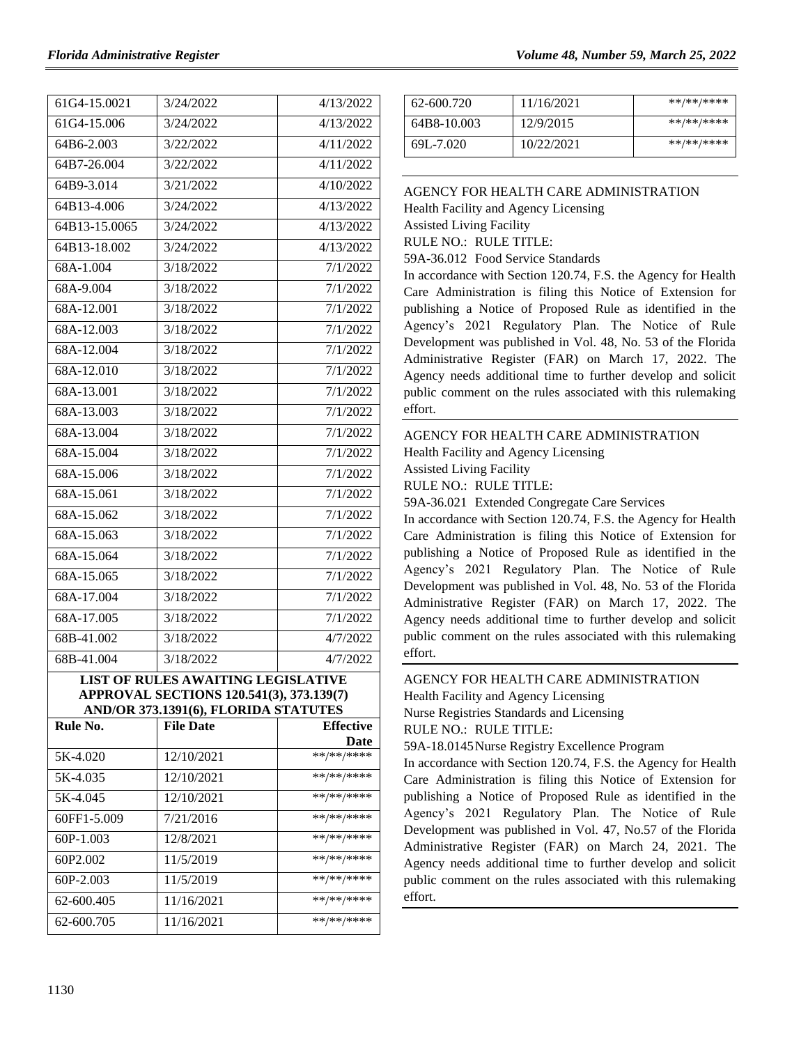| | | |
|---|---|---|
| 61G4-15.0021 | 3/24/2022 | 4/13/2022 |
| 61G4-15.006 | 3/24/2022 | 4/13/2022 |
| 64B6-2.003 | 3/22/2022 | 4/11/2022 |
| 64B7-26.004 | 3/22/2022 | 4/11/2022 |
| 64B9-3.014 | 3/21/2022 | 4/10/2022 |
| 64B13-4.006 | 3/24/2022 | 4/13/2022 |
| 64B13-15.0065 | 3/24/2022 | 4/13/2022 |
| 64B13-18.002 | 3/24/2022 | 4/13/2022 |
| 68A-1.004 | 3/18/2022 | 7/1/2022 |
| 68A-9.004 | 3/18/2022 | 7/1/2022 |
| 68A-12.001 | 3/18/2022 | 7/1/2022 |
| 68A-12.003 | 3/18/2022 | 7/1/2022 |
| 68A-12.004 | 3/18/2022 | 7/1/2022 |
| 68A-12.010 | 3/18/2022 | 7/1/2022 |
| 68A-13.001 | 3/18/2022 | 7/1/2022 |
| 68A-13.003 | 3/18/2022 | 7/1/2022 |
| 68A-13.004 | 3/18/2022 | 7/1/2022 |
| 68A-15.004 | 3/18/2022 | 7/1/2022 |
| 68A-15.006 | 3/18/2022 | 7/1/2022 |
| 68A-15.061 | 3/18/2022 | 7/1/2022 |
| 68A-15.062 | 3/18/2022 | 7/1/2022 |
| 68A-15.063 | 3/18/2022 | 7/1/2022 |
| 68A-15.064 | 3/18/2022 | 7/1/2022 |
| 68A-15.065 | 3/18/2022 | 7/1/2022 |
| 68A-17.004 | 3/18/2022 | 7/1/2022 |
| 68A-17.005 | 3/18/2022 | 7/1/2022 |
| 68B-41.002 | 3/18/2022 | 4/7/2022 |
| 68B-41.004 | 3/18/2022 | 4/7/2022 |

**LIST OF RULES AWAITING LEGISLATIVE APPROVAL SECTIONS 120.541(3), 373.139(7) AND/OR 373.1391(6), FLORIDA STATUTES**

| Rule No. | File Date | Effective Date |
|---|---|---|
| 5K-4.020 | 12/10/2021 | **/**/**** |
| 5K-4.035 | 12/10/2021 | **/**/**** |
| 5K-4.045 | 12/10/2021 | **/**/**** |
| 60FF1-5.009 | 7/21/2016 | **/**/**** |
| 60P-1.003 | 12/8/2021 | **/**/**** |
| 60P2.002 | 11/5/2019 | **/**/**** |
| 60P-2.003 | 11/5/2019 | **/**/**** |
| 62-600.405 | 11/16/2021 | **/**/**** |
| 62-600.705 | 11/16/2021 | **/**/**** |
| 62-600.720 | 11/16/2021 | **/**/**** |
| 64B8-10.003 | 12/9/2015 | **/**/**** |
| 69L-7.020 | 10/22/2021 | **/**/**** |

AGENCY FOR HEALTH CARE ADMINISTRATION
Health Facility and Agency Licensing
Assisted Living Facility
RULE NO.: RULE TITLE:
59A-36.012 Food Service Standards
In accordance with Section 120.74, F.S. the Agency for Health Care Administration is filing this Notice of Extension for publishing a Notice of Proposed Rule as identified in the Agency's 2021 Regulatory Plan. The Notice of Rule Development was published in Vol. 48, No. 53 of the Florida Administrative Register (FAR) on March 17, 2022. The Agency needs additional time to further develop and solicit public comment on the rules associated with this rulemaking effort.

AGENCY FOR HEALTH CARE ADMINISTRATION
Health Facility and Agency Licensing
Assisted Living Facility
RULE NO.: RULE TITLE:
59A-36.021 Extended Congregate Care Services
In accordance with Section 120.74, F.S. the Agency for Health Care Administration is filing this Notice of Extension for publishing a Notice of Proposed Rule as identified in the Agency's 2021 Regulatory Plan. The Notice of Rule Development was published in Vol. 48, No. 53 of the Florida Administrative Register (FAR) on March 17, 2022. The Agency needs additional time to further develop and solicit public comment on the rules associated with this rulemaking effort.

AGENCY FOR HEALTH CARE ADMINISTRATION
Health Facility and Agency Licensing
Nurse Registries Standards and Licensing
RULE NO.: RULE TITLE:
59A-18.0145 Nurse Registry Excellence Program
In accordance with Section 120.74, F.S. the Agency for Health Care Administration is filing this Notice of Extension for publishing a Notice of Proposed Rule as identified in the Agency's 2021 Regulatory Plan. The Notice of Rule Development was published in Vol. 47, No.57 of the Florida Administrative Register (FAR) on March 24, 2021. The Agency needs additional time to further develop and solicit public comment on the rules associated with this rulemaking effort.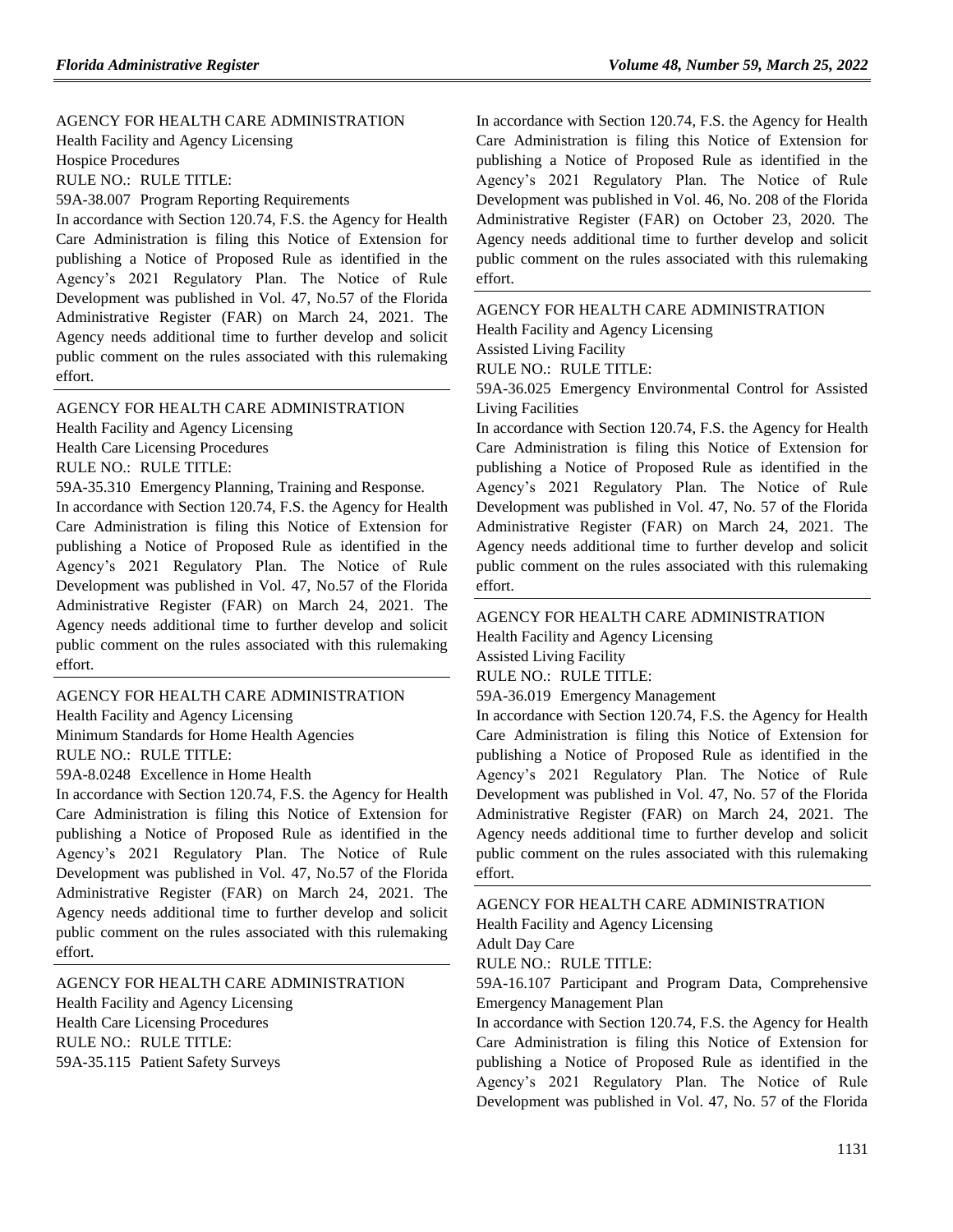AGENCY FOR HEALTH CARE ADMINISTRATION

Health Facility and Agency Licensing

Hospice Procedures

RULE NO.: RULE TITLE:

59A-38.007 Program Reporting Requirements

In accordance with Section 120.74, F.S. the Agency for Health Care Administration is filing this Notice of Extension for publishing a Notice of Proposed Rule as identified in the Agency's 2021 Regulatory Plan. The Notice of Rule Development was published in Vol. 47, No.57 of the Florida Administrative Register (FAR) on March 24, 2021. The Agency needs additional time to further develop and solicit public comment on the rules associated with this rulemaking effort.

---

AGENCY FOR HEALTH CARE ADMINISTRATION

Health Facility and Agency Licensing

Health Care Licensing Procedures

RULE NO.: RULE TITLE:

59A-35.310 Emergency Planning, Training and Response.

In accordance with Section 120.74, F.S. the Agency for Health Care Administration is filing this Notice of Extension for publishing a Notice of Proposed Rule as identified in the Agency's 2021 Regulatory Plan. The Notice of Rule Development was published in Vol. 47, No.57 of the Florida Administrative Register (FAR) on March 24, 2021. The Agency needs additional time to further develop and solicit public comment on the rules associated with this rulemaking effort.

---

AGENCY FOR HEALTH CARE ADMINISTRATION

Health Facility and Agency Licensing

Minimum Standards for Home Health Agencies

RULE NO.: RULE TITLE:

59A-8.0248 Excellence in Home Health

In accordance with Section 120.74, F.S. the Agency for Health Care Administration is filing this Notice of Extension for publishing a Notice of Proposed Rule as identified in the Agency's 2021 Regulatory Plan. The Notice of Rule Development was published in Vol. 47, No.57 of the Florida Administrative Register (FAR) on March 24, 2021. The Agency needs additional time to further develop and solicit public comment on the rules associated with this rulemaking effort.

---

AGENCY FOR HEALTH CARE ADMINISTRATION

Health Facility and Agency Licensing

Health Care Licensing Procedures

RULE NO.: RULE TITLE:

59A-35.115 Patient Safety Surveys

In accordance with Section 120.74, F.S. the Agency for Health Care Administration is filing this Notice of Extension for publishing a Notice of Proposed Rule as identified in the Agency's 2021 Regulatory Plan. The Notice of Rule Development was published in Vol. 46, No. 208 of the Florida Administrative Register (FAR) on October 23, 2020. The Agency needs additional time to further develop and solicit public comment on the rules associated with this rulemaking effort.

---

AGENCY FOR HEALTH CARE ADMINISTRATION

Health Facility and Agency Licensing

Assisted Living Facility

RULE NO.: RULE TITLE:

59A-36.025 Emergency Environmental Control for Assisted Living Facilities

In accordance with Section 120.74, F.S. the Agency for Health Care Administration is filing this Notice of Extension for publishing a Notice of Proposed Rule as identified in the Agency's 2021 Regulatory Plan. The Notice of Rule Development was published in Vol. 47, No. 57 of the Florida Administrative Register (FAR) on March 24, 2021. The Agency needs additional time to further develop and solicit public comment on the rules associated with this rulemaking effort.

---

AGENCY FOR HEALTH CARE ADMINISTRATION

Health Facility and Agency Licensing

Assisted Living Facility

RULE NO.: RULE TITLE:

59A-36.019 Emergency Management

In accordance with Section 120.74, F.S. the Agency for Health Care Administration is filing this Notice of Extension for publishing a Notice of Proposed Rule as identified in the Agency's 2021 Regulatory Plan. The Notice of Rule Development was published in Vol. 47, No. 57 of the Florida Administrative Register (FAR) on March 24, 2021. The Agency needs additional time to further develop and solicit public comment on the rules associated with this rulemaking effort.

---

AGENCY FOR HEALTH CARE ADMINISTRATION

Health Facility and Agency Licensing

Adult Day Care

RULE NO.: RULE TITLE:

59A-16.107 Participant and Program Data, Comprehensive Emergency Management Plan

In accordance with Section 120.74, F.S. the Agency for Health Care Administration is filing this Notice of Extension for publishing a Notice of Proposed Rule as identified in the Agency's 2021 Regulatory Plan. The Notice of Rule Development was published in Vol. 47, No. 57 of the Florida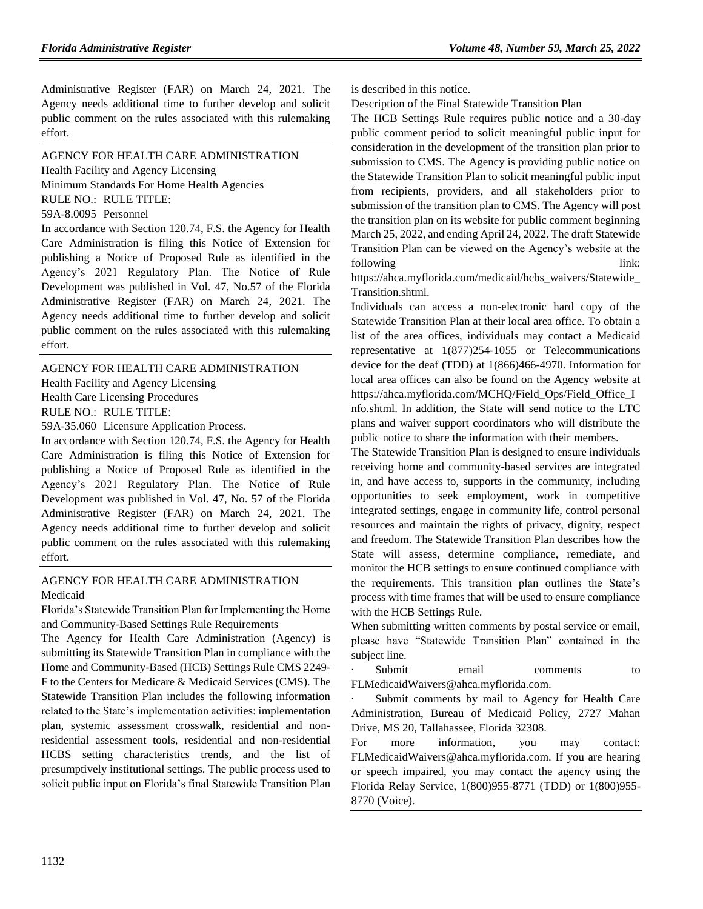Administrative Register (FAR) on March 24, 2021. The Agency needs additional time to further develop and solicit public comment on the rules associated with this rulemaking effort.

AGENCY FOR HEALTH CARE ADMINISTRATION

Health Facility and Agency Licensing

Minimum Standards For Home Health Agencies

RULE NO.: RULE TITLE:

59A-8.0095 Personnel

In accordance with Section 120.74, F.S. the Agency for Health Care Administration is filing this Notice of Extension for publishing a Notice of Proposed Rule as identified in the Agency's 2021 Regulatory Plan. The Notice of Rule Development was published in Vol. 47, No.57 of the Florida Administrative Register (FAR) on March 24, 2021. The Agency needs additional time to further develop and solicit public comment on the rules associated with this rulemaking effort.

AGENCY FOR HEALTH CARE ADMINISTRATION

Health Facility and Agency Licensing

Health Care Licensing Procedures

RULE NO.: RULE TITLE:

59A-35.060 Licensure Application Process.

In accordance with Section 120.74, F.S. the Agency for Health Care Administration is filing this Notice of Extension for publishing a Notice of Proposed Rule as identified in the Agency's 2021 Regulatory Plan. The Notice of Rule Development was published in Vol. 47, No. 57 of the Florida Administrative Register (FAR) on March 24, 2021. The Agency needs additional time to further develop and solicit public comment on the rules associated with this rulemaking effort.

AGENCY FOR HEALTH CARE ADMINISTRATION

Medicaid

Florida's Statewide Transition Plan for Implementing the Home and Community-Based Settings Rule Requirements

The Agency for Health Care Administration (Agency) is submitting its Statewide Transition Plan in compliance with the Home and Community-Based (HCB) Settings Rule CMS 2249-F to the Centers for Medicare & Medicaid Services (CMS). The Statewide Transition Plan includes the following information related to the State's implementation activities: implementation plan, systemic assessment crosswalk, residential and non-residential assessment tools, residential and non-residential HCBS setting characteristics trends, and the list of presumptively institutional settings. The public process used to solicit public input on Florida's final Statewide Transition Plan is described in this notice.

Description of the Final Statewide Transition Plan

The HCB Settings Rule requires public notice and a 30-day public comment period to solicit meaningful public input for consideration in the development of the transition plan prior to submission to CMS. The Agency is providing public notice on the Statewide Transition Plan to solicit meaningful public input from recipients, providers, and all stakeholders prior to submission of the transition plan to CMS. The Agency will post the transition plan on its website for public comment beginning March 25, 2022, and ending April 24, 2022. The draft Statewide Transition Plan can be viewed on the Agency's website at the following link: https://ahca.myflorida.com/medicaid/hcbs_waivers/Statewide_Transition.shtml.

Individuals can access a non-electronic hard copy of the Statewide Transition Plan at their local area office. To obtain a list of the area offices, individuals may contact a Medicaid representative at 1(877)254-1055 or Telecommunications device for the deaf (TDD) at 1(866)466-4970. Information for local area offices can also be found on the Agency website at https://ahca.myflorida.com/MCHQ/Field_Ops/Field_Office_Info.shtml. In addition, the State will send notice to the LTC plans and waiver support coordinators who will distribute the public notice to share the information with their members.

The Statewide Transition Plan is designed to ensure individuals receiving home and community-based services are integrated in, and have access to, supports in the community, including opportunities to seek employment, work in competitive integrated settings, engage in community life, control personal resources and maintain the rights of privacy, dignity, respect and freedom. The Statewide Transition Plan describes how the State will assess, determine compliance, remediate, and monitor the HCB settings to ensure continued compliance with the requirements. This transition plan outlines the State's process with time frames that will be used to ensure compliance with the HCB Settings Rule.

When submitting written comments by postal service or email, please have "Statewide Transition Plan" contained in the subject line.

- Submit email comments to FLMedicaidWaivers@ahca.myflorida.com.
- Submit comments by mail to Agency for Health Care Administration, Bureau of Medicaid Policy, 2727 Mahan Drive, MS 20, Tallahassee, Florida 32308.

For more information, you may contact: FLMedicaidWaivers@ahca.myflorida.com. If you are hearing or speech impaired, you may contact the agency using the Florida Relay Service, 1(800)955-8771 (TDD) or 1(800)955-8770 (Voice).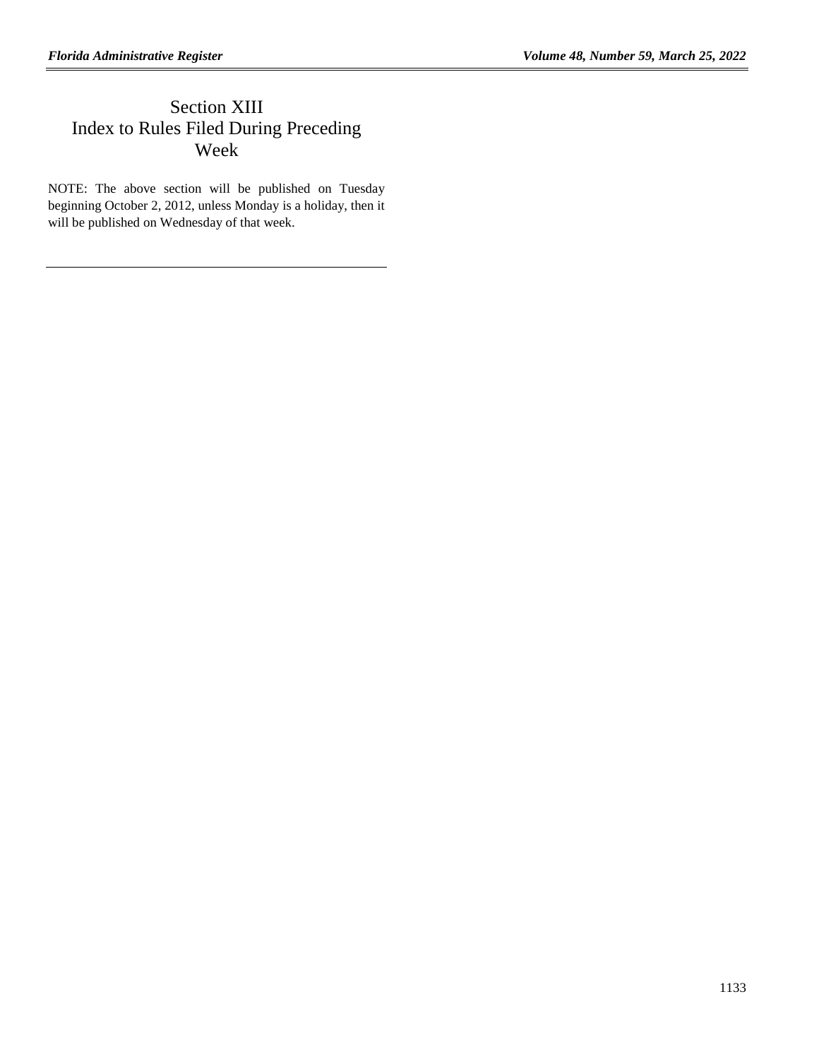# Section XIII
# Index to Rules Filed During Preceding Week

NOTE: The above section will be published on Tuesday beginning October 2, 2012, unless Monday is a holiday, then it will be published on Wednesday of that week.